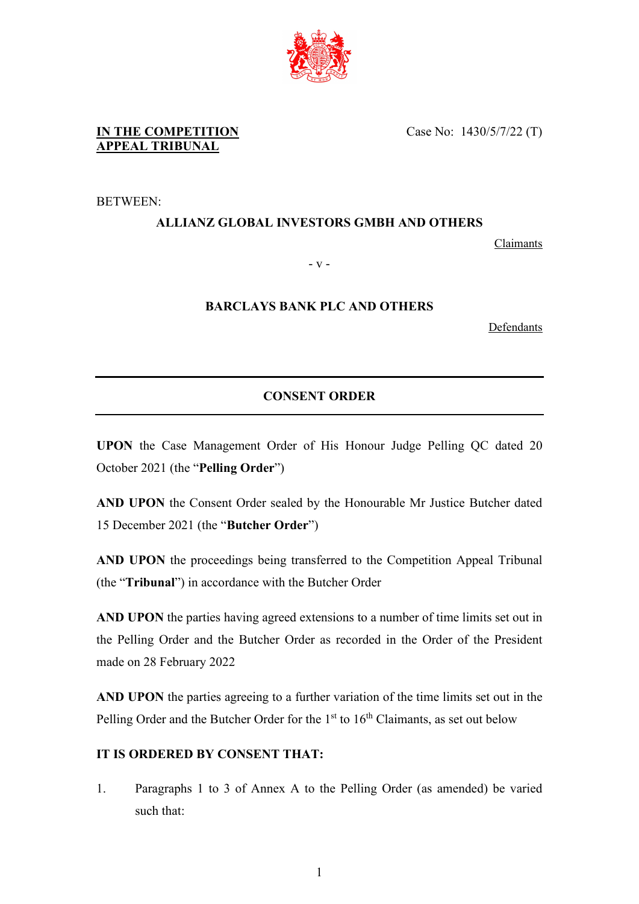**IN THE COMPETITION APPEAL TRIBUNAL**

Case No: 1430/5/7/22 (T)

BETWEEN:

**ALLIANZ GLOBAL INVESTORS GMBH AND OTHERS**

Claimants

\- v -

**BARCLAYS BANK PLC AND OTHERS**

Defendants

---

## CONSENT ORDER

---

**UPON** the Case Management Order of His Honour Judge Pelling QC dated 20 October 2021 (the "**Pelling Order**")

**AND UPON** the Consent Order sealed by the Honourable Mr Justice Butcher dated 15 December 2021 (the "**Butcher Order**")

**AND UPON** the proceedings being transferred to the Competition Appeal Tribunal (the "**Tribunal**") in accordance with the Butcher Order

**AND UPON** the parties having agreed extensions to a number of time limits set out in the Pelling Order and the Butcher Order as recorded in the Order of the President made on 28 February 2022

**AND UPON** the parties agreeing to a further variation of the time limits set out in the Pelling Order and the Butcher Order for the 1st to 16th Claimants, as set out below

**IT IS ORDERED BY CONSENT THAT:**

1. Paragraphs 1 to 3 of Annex A to the Pelling Order (as amended) be varied such that: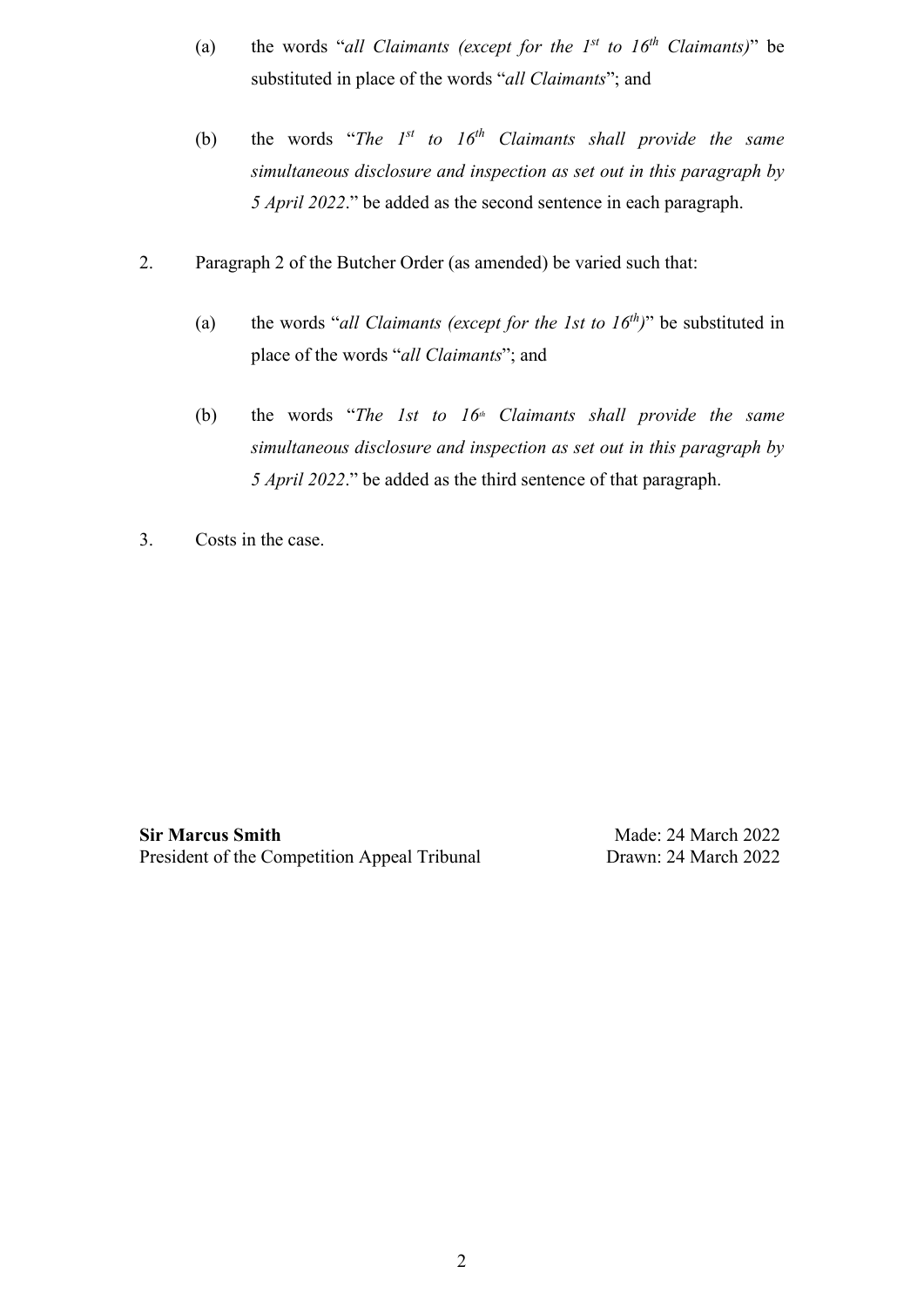(a) the words "*all Claimants (except for the 1st to 16th Claimants)*" be substituted in place of the words "*all Claimants*"; and

(b) the words "*The 1st to 16th Claimants shall provide the same simultaneous disclosure and inspection as set out in this paragraph by 5 April 2022*." be added as the second sentence in each paragraph.

2. Paragraph 2 of the Butcher Order (as amended) be varied such that:

(a) the words "*all Claimants (except for the 1st to 16th)*" be substituted in place of the words "*all Claimants*"; and

(b) the words "*The 1st to 16th Claimants shall provide the same simultaneous disclosure and inspection as set out in this paragraph by 5 April 2022*." be added as the third sentence of that paragraph.

3. Costs in the case.

**Sir Marcus Smith**
President of the Competition Appeal Tribunal

Made: 24 March 2022
Drawn: 24 March 2022